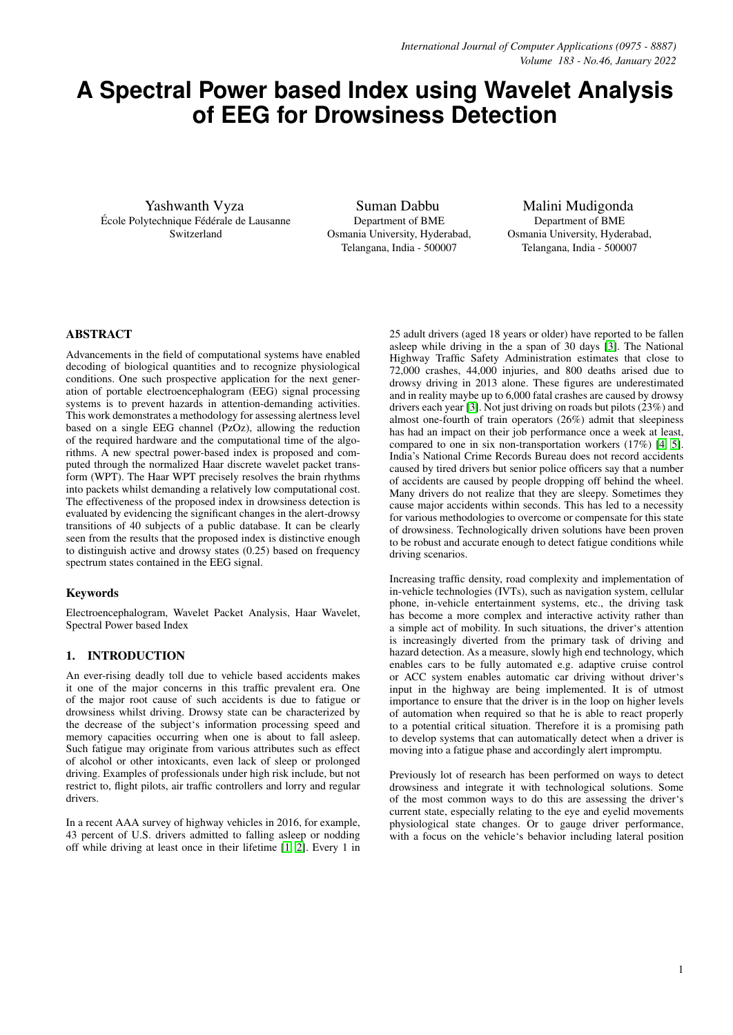# A Spectral Power based Index using Wavelet Analysis of EEG for Drowsiness Detection

Yashwanth Vyza
École Polytechnique Fédérale de Lausanne
Switzerland

Suman Dabbu
Department of BME
Osmania University, Hyderabad,
Telangana, India - 500007

Malini Mudigonda
Department of BME
Osmania University, Hyderabad,
Telangana, India - 500007

## ABSTRACT

Advancements in the field of computational systems have enabled decoding of biological quantities and to recognize physiological conditions. One such prospective application for the next generation of portable electroencephalogram (EEG) signal processing systems is to prevent hazards in attention-demanding activities. This work demonstrates a methodology for assessing alertness level based on a single EEG channel (PzOz), allowing the reduction of the required hardware and the computational time of the algorithms. A new spectral power-based index is proposed and computed through the normalized Haar discrete wavelet packet transform (WPT). The Haar WPT precisely resolves the brain rhythms into packets whilst demanding a relatively low computational cost. The effectiveness of the proposed index in drowsiness detection is evaluated by evidencing the significant changes in the alert-drowsy transitions of 40 subjects of a public database. It can be clearly seen from the results that the proposed index is distinctive enough to distinguish active and drowsy states (0.25) based on frequency spectrum states contained in the EEG signal.

### Keywords

Electroencephalogram, Wavelet Packet Analysis, Haar Wavelet, Spectral Power based Index

## 1. INTRODUCTION

An ever-rising deadly toll due to vehicle based accidents makes it one of the major concerns in this traffic prevalent era. One of the major root cause of such accidents is due to fatigue or drowsiness whilst driving. Drowsy state can be characterized by the decrease of the subject's information processing speed and memory capacities occurring when one is about to fall asleep. Such fatigue may originate from various attributes such as effect of alcohol or other intoxicants, even lack of sleep or prolonged driving. Examples of professionals under high risk include, but not restrict to, flight pilots, air traffic controllers and lorry and regular drivers.

In a recent AAA survey of highway vehicles in 2016, for example, 43 percent of U.S. drivers admitted to falling asleep or nodding off while driving at least once in their lifetime [1, 2]. Every 1 in 25 adult drivers (aged 18 years or older) have reported to be fallen asleep while driving in the a span of 30 days [3]. The National Highway Traffic Safety Administration estimates that close to 72,000 crashes, 44,000 injuries, and 800 deaths arised due to drowsy driving in 2013 alone. These figures are underestimated and in reality maybe up to 6,000 fatal crashes are caused by drowsy drivers each year [3]. Not just driving on roads but pilots (23%) and almost one-fourth of train operators (26%) admit that sleepiness has had an impact on their job performance once a week at least, compared to one in six non-transportation workers (17%) [4, 5]. India's National Crime Records Bureau does not record accidents caused by tired drivers but senior police officers say that a number of accidents are caused by people dropping off behind the wheel. Many drivers do not realize that they are sleepy. Sometimes they cause major accidents within seconds. This has led to a necessity for various methodologies to overcome or compensate for this state of drowsiness. Technologically driven solutions have been proven to be robust and accurate enough to detect fatigue conditions while driving scenarios.

Increasing traffic density, road complexity and implementation of in-vehicle technologies (IVTs), such as navigation system, cellular phone, in-vehicle entertainment systems, etc., the driving task has become a more complex and interactive activity rather than a simple act of mobility. In such situations, the driver's attention is increasingly diverted from the primary task of driving and hazard detection. As a measure, slowly high end technology, which enables cars to be fully automated e.g. adaptive cruise control or ACC system enables automatic car driving without driver's input in the highway are being implemented. It is of utmost importance to ensure that the driver is in the loop on higher levels of automation when required so that he is able to react properly to a potential critical situation. Therefore it is a promising path to develop systems that can automatically detect when a driver is moving into a fatigue phase and accordingly alert impromptu.

Previously lot of research has been performed on ways to detect drowsiness and integrate it with technological solutions. Some of the most common ways to do this are assessing the driver's current state, especially relating to the eye and eyelid movements physiological state changes. Or to gauge driver performance, with a focus on the vehicle's behavior including lateral position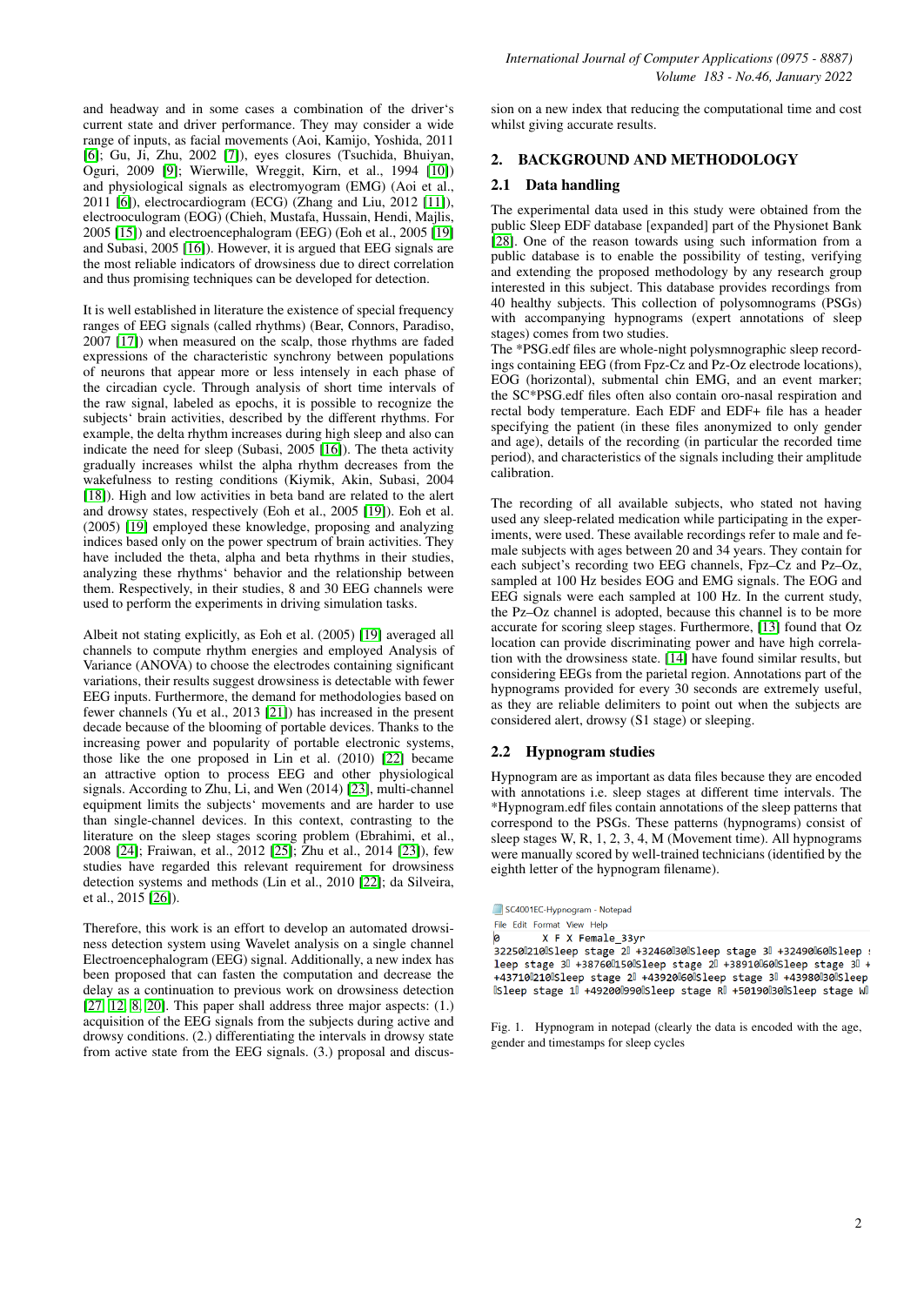and headway and in some cases a combination of the driver's current state and driver performance. They may consider a wide range of inputs, as facial movements (Aoi, Kamijo, Yoshida, 2011 [6]; Gu, Ji, Zhu, 2002 [7]), eyes closures (Tsuchida, Bhuiyan, Oguri, 2009 [9]; Wierwille, Wreggit, Kirn, et al., 1994 [10]) and physiological signals as electromyogram (EMG) (Aoi et al., 2011 [6]), electrocardiogram (ECG) (Zhang and Liu, 2012 [11]), electrooculogram (EOG) (Chieh, Mustafa, Hussain, Hendi, Majlis, 2005 [15]) and electroencephalogram (EEG) (Eoh et al., 2005 [19] and Subasi, 2005 [16]). However, it is argued that EEG signals are the most reliable indicators of drowsiness due to direct correlation and thus promising techniques can be developed for detection.

It is well established in literature the existence of special frequency ranges of EEG signals (called rhythms) (Bear, Connors, Paradiso, 2007 [17]) when measured on the scalp, those rhythms are faded expressions of the characteristic synchrony between populations of neurons that appear more or less intensely in each phase of the circadian cycle. Through analysis of short time intervals of the raw signal, labeled as epochs, it is possible to recognize the subjects' brain activities, described by the different rhythms. For example, the delta rhythm increases during high sleep and also can indicate the need for sleep (Subasi, 2005 [16]). The theta activity gradually increases whilst the alpha rhythm decreases from the wakefulness to resting conditions (Kiymik, Akin, Subasi, 2004 [18]). High and low activities in beta band are related to the alert and drowsy states, respectively (Eoh et al., 2005 [19]). Eoh et al. (2005) [19] employed these knowledge, proposing and analyzing indices based only on the power spectrum of brain activities. They have included the theta, alpha and beta rhythms in their studies, analyzing these rhythms' behavior and the relationship between them. Respectively, in their studies, 8 and 30 EEG channels were used to perform the experiments in driving simulation tasks.

Albeit not stating explicitly, as Eoh et al. (2005) [19] averaged all channels to compute rhythm energies and employed Analysis of Variance (ANOVA) to choose the electrodes containing significant variations, their results suggest drowsiness is detectable with fewer EEG inputs. Furthermore, the demand for methodologies based on fewer channels (Yu et al., 2013 [21]) has increased in the present decade because of the blooming of portable devices. Thanks to the increasing power and popularity of portable electronic systems, those like the one proposed in Lin et al. (2010) [22] became an attractive option to process EEG and other physiological signals. According to Zhu, Li, and Wen (2014) [23], multi-channel equipment limits the subjects' movements and are harder to use than single-channel devices. In this context, contrasting to the literature on the sleep stages scoring problem (Ebrahimi, et al., 2008 [24]; Fraiwan, et al., 2012 [25]; Zhu et al., 2014 [23]), few studies have regarded this relevant requirement for drowsiness detection systems and methods (Lin et al., 2010 [22]; da Silveira, et al., 2015 [26]).

Therefore, this work is an effort to develop an automated drowsiness detection system using Wavelet analysis on a single channel Electroencephalogram (EEG) signal. Additionally, a new index has been proposed that can fasten the computation and decrease the delay as a continuation to previous work on drowsiness detection [27, 12, 8, 20]. This paper shall address three major aspects: (1.) acquisition of the EEG signals from the subjects during active and drowsy conditions. (2.) differentiating the intervals in drowsy state from active state from the EEG signals. (3.) proposal and discussion on a new index that reducing the computational time and cost whilst giving accurate results.

## 2. BACKGROUND AND METHODOLOGY

### 2.1 Data handling

The experimental data used in this study were obtained from the public Sleep EDF database [expanded] part of the Physionet Bank [28]. One of the reason towards using such information from a public database is to enable the possibility of testing, verifying and extending the proposed methodology by any research group interested in this subject. This database provides recordings from 40 healthy subjects. This collection of polysomnograms (PSGs) with accompanying hypnograms (expert annotations of sleep stages) comes from two studies.

The *PSG.edf files are whole-night polysmnographic sleep recordings containing EEG (from Fpz-Cz and Pz-Oz electrode locations), EOG (horizontal), submental chin EMG, and an event marker; the SC*PSG.edf files often also contain oro-nasal respiration and rectal body temperature. Each EDF and EDF+ file has a header specifying the patient (in these files anonymized to only gender and age), details of the recording (in particular the recorded time period), and characteristics of the signals including their amplitude calibration.

The recording of all available subjects, who stated not having used any sleep-related medication while participating in the experiments, were used. These available recordings refer to male and female subjects with ages between 20 and 34 years. They contain for each subject's recording two EEG channels, Fpz–Cz and Pz–Oz, sampled at 100 Hz besides EOG and EMG signals. The EOG and EEG signals were each sampled at 100 Hz. In the current study, the Pz–Oz channel is adopted, because this channel is to be more accurate for scoring sleep stages. Furthermore, [13] found that Oz location can provide discriminating power and have high correlation with the drowsiness state. [14] have found similar results, but considering EEGs from the parietal region. Annotations part of the hypnograms provided for every 30 seconds are extremely useful, as they are reliable delimiters to point out when the subjects are considered alert, drowsy (S1 stage) or sleeping.

### 2.2 Hypnogram studies

Hypnogram are as important as data files because they are encoded with annotations i.e. sleep stages at different time intervals. The *Hypnogram.edf files contain annotations of the sleep patterns that correspond to the PSGs. These patterns (hypnograms) consist of sleep stages W, R, 1, 2, 3, 4, M (Movement time). All hypnograms were manually scored by well-trained technicians (identified by the eighth letter of the hypnogram filename).

```
SC4001EC-Hypnogram - Notepad
File Edit Format View Help
0       X F X Female_33yr
32250210Sleep stage 2 +3246030Sleep stage 3 +3249060Sleep s
leep stage 3 +38760150Sleep stage 2 +38910060Sleep stage 3 +
+43710210Sleep stage 2 +43920060Sleep stage 3 +43980030Sleep
Sleep stage 1 +49200990Sleep stage R +50190030Sleep stage W
```

Fig. 1. Hypnogram in notepad (clearly the data is encoded with the age, gender and timestamps for sleep cycles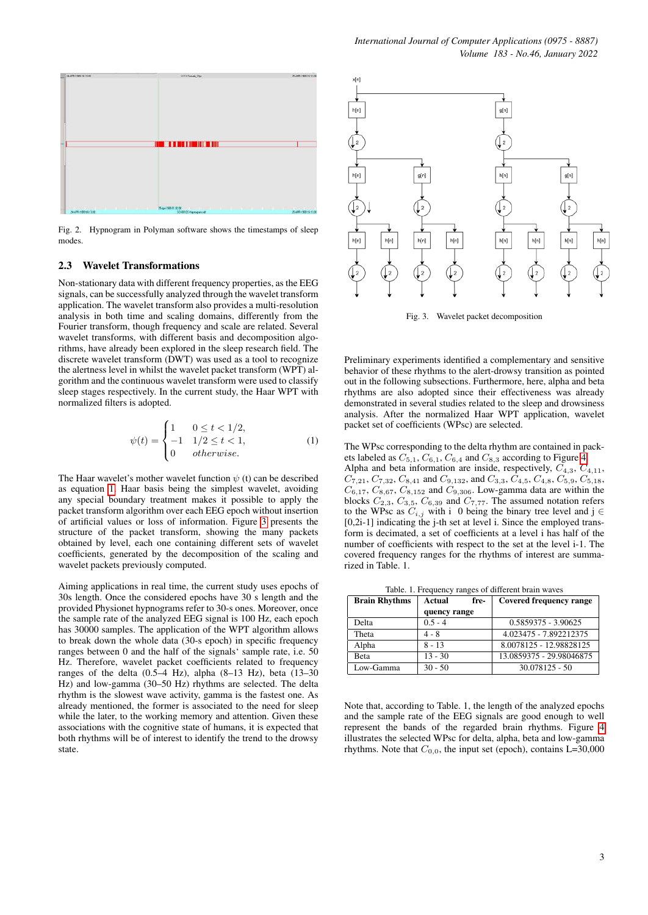Fig. 2. Hypnogram in Polyman software shows the timestamps of sleep modes.

### 2.3 Wavelet Transformations

Non-stationary data with different frequency properties, as the EEG signals, can be successfully analyzed through the wavelet transform application. The wavelet transform also provides a multi-resolution analysis in both time and scaling domains, differently from the Fourier transform, though frequency and scale are related. Several wavelet transforms, with different basis and decomposition algorithms, have already been explored in the sleep research field. The discrete wavelet transform (DWT) was used as a tool to recognize the alertness level in whilst the wavelet packet transform (WPT) algorithm and the continuous wavelet transform were used to classify sleep stages respectively. In the current study, the Haar WPT with normalized filters is adopted.

$$\psi(t) = \begin{cases} 1 & 0 \leq t < 1/2, \\ -1 & 1/2 \leq t < 1, \\ 0 & otherwise. \end{cases} \tag{1}$$

The Haar wavelet's mother wavelet function $\psi$ (t) can be described as equation 1. Haar basis being the simplest wavelet, avoiding any special boundary treatment makes it possible to apply the packet transform algorithm over each EEG epoch without insertion of artificial values or loss of information. Figure 3 presents the structure of the packet transform, showing the many packets obtained by level, each one containing different sets of wavelet coefficients, generated by the decomposition of the scaling and wavelet packets previously computed.

Aiming applications in real time, the current study uses epochs of 30s length. Once the considered epochs have 30 s length and the provided Physionet hypnograms refer to 30-s ones. Moreover, once the sample rate of the analyzed EEG signal is 100 Hz, each epoch has 30000 samples. The application of the WPT algorithm allows to break down the whole data (30-s epoch) in specific frequency ranges between 0 and the half of the signals' sample rate, i.e. 50 Hz. Therefore, wavelet packet coefficients related to frequency ranges of the delta (0.5–4 Hz), alpha (8–13 Hz), beta (13–30 Hz) and low-gamma (30–50 Hz) rhythms are selected. The delta rhythm is the slowest wave activity, gamma is the fastest one. As already mentioned, the former is associated to the need for sleep while the later, to the working memory and attention. Given these associations with the cognitive state of humans, it is expected that both rhythms will be of interest to identify the trend to the drowsy state.

Fig. 3. Wavelet packet decomposition

Preliminary experiments identified a complementary and sensitive behavior of these rhythms to the alert-drowsy transition as pointed out in the following subsections. Furthermore, here, alpha and beta rhythms are also adopted since their effectiveness was already demonstrated in several studies related to the sleep and drowsiness analysis. After the normalized Haar WPT application, wavelet packet set of coefficients (WPsc) are selected.

The WPsc corresponding to the delta rhythm are contained in packets labeled as $C_{5,1}$, $C_{6,1}$, $C_{6,4}$ and $C_{8,3}$ according to Figure 4. Alpha and beta information are inside, respectively, $C_{4,3}$, $C_{4,11}$, $C_{7,21}$, $C_{7,32}$, $C_{8,41}$ and $C_{9,132}$, and $C_{3,3}$, $C_{4,5}$, $C_{4,8}$, $C_{5,9}$, $C_{5,18}$, $C_{6,17}$, $C_{8,67}$, $C_{8,152}$ and $C_{9,306}$. Low-gamma data are within the blocks $C_{2,3}$, $C_{3,5}$, $C_{6,39}$ and $C_{7,77}$. The assumed notation refers to the WPsc as $C_{i,j}$ with i 0 being the binary tree level and j $\in$ [0,2i-1] indicating the j-th set at level i. Since the employed transform is decimated, a set of coefficients at a level i has half of the number of coefficients with respect to the set at the level i-1. The covered frequency ranges for the rhythms of interest are summarized in Table. 1.

Table. 1. Frequency ranges of different brain waves

| Brain Rhythms | Actual frequency range | Covered frequency range |
|---|---|---|
| Delta | 0.5 - 4 | 0.5859375 - 3.90625 |
| Theta | 4 - 8 | 4.023475 - 7.892212375 |
| Alpha | 8 - 13 | 8.0078125 - 12.98828125 |
| Beta | 13 - 30 | 13.0859375 - 29.98046875 |
| Low-Gamma | 30 - 50 | 30.078125 - 50 |

Note that, according to Table. 1, the length of the analyzed epochs and the sample rate of the EEG signals are good enough to well represent the bands of the regarded brain rhythms. Figure 4 illustrates the selected WPsc for delta, alpha, beta and low-gamma rhythms. Note that $C_{0,0}$, the input set (epoch), contains L=30,000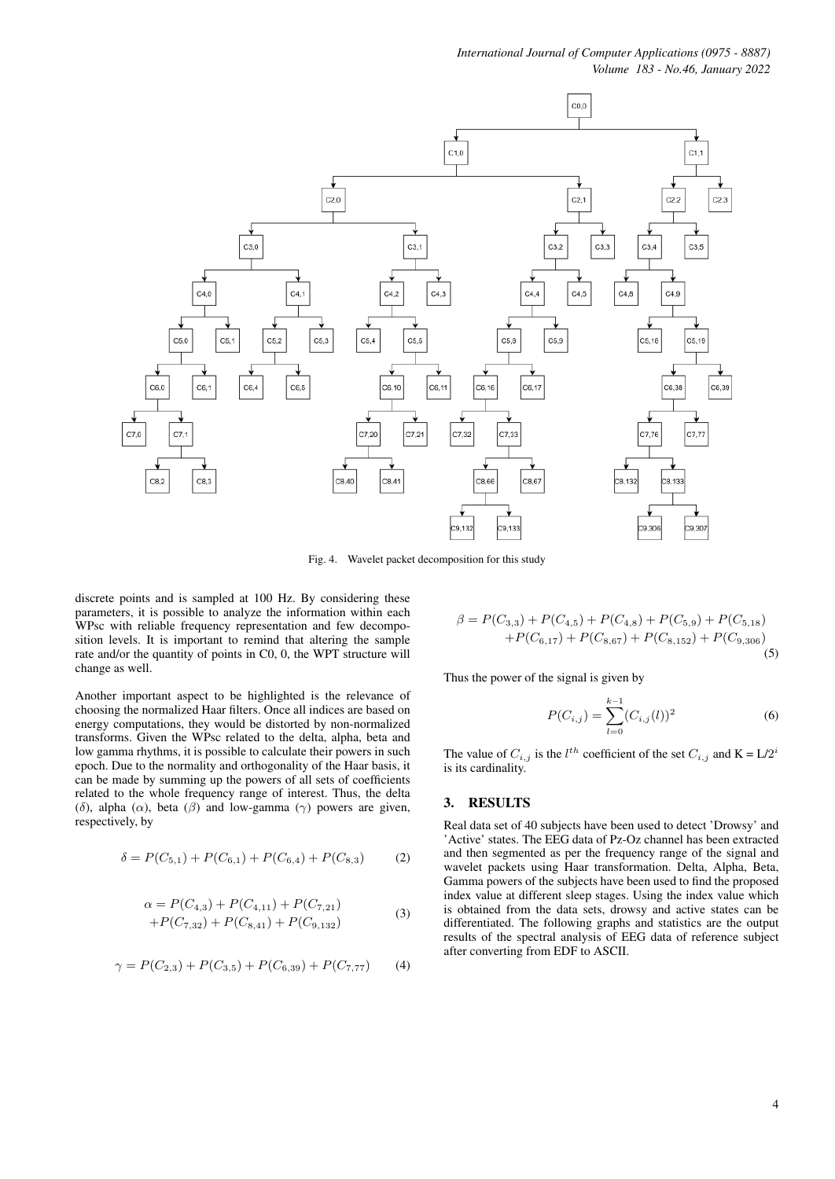Fig. 4. Wavelet packet decomposition for this study

discrete points and is sampled at 100 Hz. By considering these parameters, it is possible to analyze the information within each WPsc with reliable frequency representation and few decomposition levels. It is important to remind that altering the sample rate and/or the quantity of points in C0, 0, the WPT structure will change as well.

Another important aspect to be highlighted is the relevance of choosing the normalized Haar filters. Once all indices are based on energy computations, they would be distorted by non-normalized transforms. Given the WPsc related to the delta, alpha, beta and low gamma rhythms, it is possible to calculate their powers in such epoch. Due to the normality and orthogonality of the Haar basis, it can be made by summing up the powers of all sets of coefficients related to the whole frequency range of interest. Thus, the delta ($\delta$), alpha ($\alpha$), beta ($\beta$) and low-gamma ($\gamma$) powers are given, respectively, by

$$\delta = P(C_{5,1}) + P(C_{6,1}) + P(C_{6,4}) + P(C_{8,3}) \tag{2}$$

$$\alpha = P(C_{4,3}) + P(C_{4,11}) + P(C_{7,21}) + P(C_{7,32}) + P(C_{8,41}) + P(C_{9,132}) \tag{3}$$

$$\gamma = P(C_{2,3}) + P(C_{3,5}) + P(C_{6,39}) + P(C_{7,77}) \tag{4}$$

$$\beta = P(C_{3,3}) + P(C_{4,5}) + P(C_{4,8}) + P(C_{5,9}) + P(C_{5,18}) + P(C_{6,17}) + P(C_{8,67}) + P(C_{8,152}) + P(C_{9,306}) \tag{5}$$

Thus the power of the signal is given by

$$P(C_{i,j}) = \sum_{l=0}^{k-1} (C_{i,j}(l))^2 \tag{6}$$

The value of $C_{i,j}$ is the $l^{th}$ coefficient of the set $C_{i,j}$ and K = L/$2^i$ is its cardinality.

## 3. RESULTS

Real data set of 40 subjects have been used to detect 'Drowsy' and 'Active' states. The EEG data of Pz-Oz channel has been extracted and then segmented as per the frequency range of the signal and wavelet packets using Haar transformation. Delta, Alpha, Beta, Gamma powers of the subjects have been used to find the proposed index value at different sleep stages. Using the index value which is obtained from the data sets, drowsy and active states can be differentiated. The following graphs and statistics are the output results of the spectral analysis of EEG data of reference subject after converting from EDF to ASCII.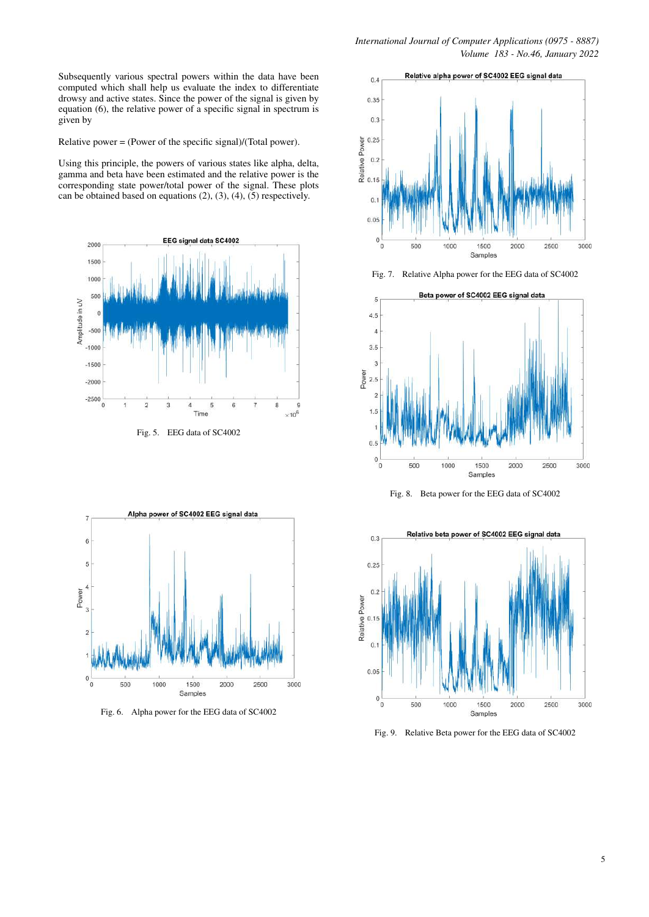Subsequently various spectral powers within the data have been computed which shall help us evaluate the index to differentiate drowsy and active states. Since the power of the signal is given by equation (6), the relative power of a specific signal in spectrum is given by

Relative power = (Power of the specific signal)/(Total power).

Using this principle, the powers of various states like alpha, delta, gamma and beta have been estimated and the relative power is the corresponding state power/total power of the signal. These plots can be obtained based on equations (2), (3), (4), (5) respectively.

Fig. 5. EEG data of SC4002

Fig. 6. Alpha power for the EEG data of SC4002

Fig. 7. Relative Alpha power for the EEG data of SC4002

Fig. 8. Beta power for the EEG data of SC4002

Fig. 9. Relative Beta power for the EEG data of SC4002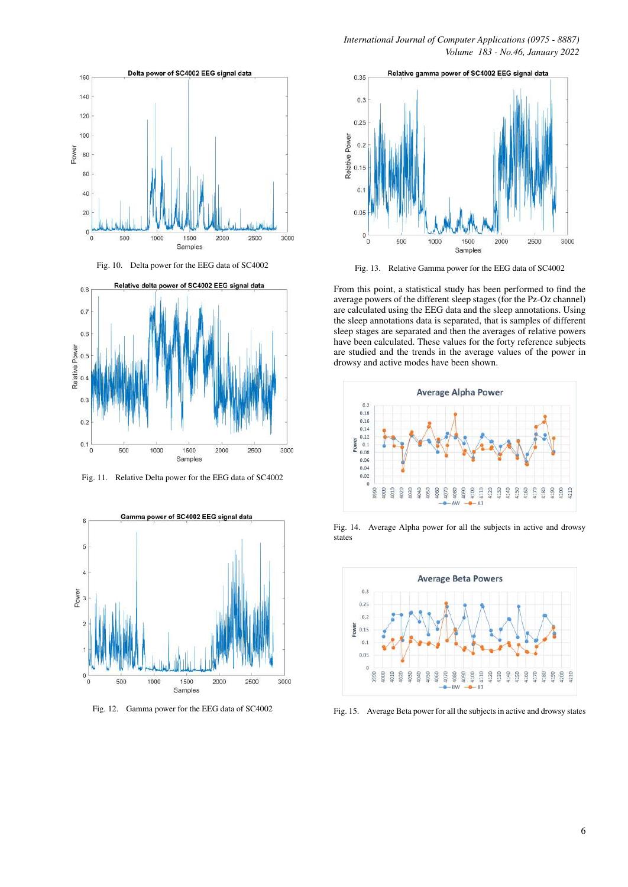Fig. 10. Delta power for the EEG data of SC4002

Fig. 11. Relative Delta power for the EEG data of SC4002

Fig. 12. Gamma power for the EEG data of SC4002

Fig. 13. Relative Gamma power for the EEG data of SC4002

From this point, a statistical study has been performed to find the average powers of the different sleep stages (for the Pz-Oz channel) are calculated using the EEG data and the sleep annotations. Using the sleep annotations data is separated, that is samples of different sleep stages are separated and then the averages of relative powers have been calculated. These values for the forty reference subjects are studied and the trends in the average values of the power in drowsy and active modes have been shown.

Fig. 14. Average Alpha power for all the subjects in active and drowsy states

Fig. 15. Average Beta power for all the subjects in active and drowsy states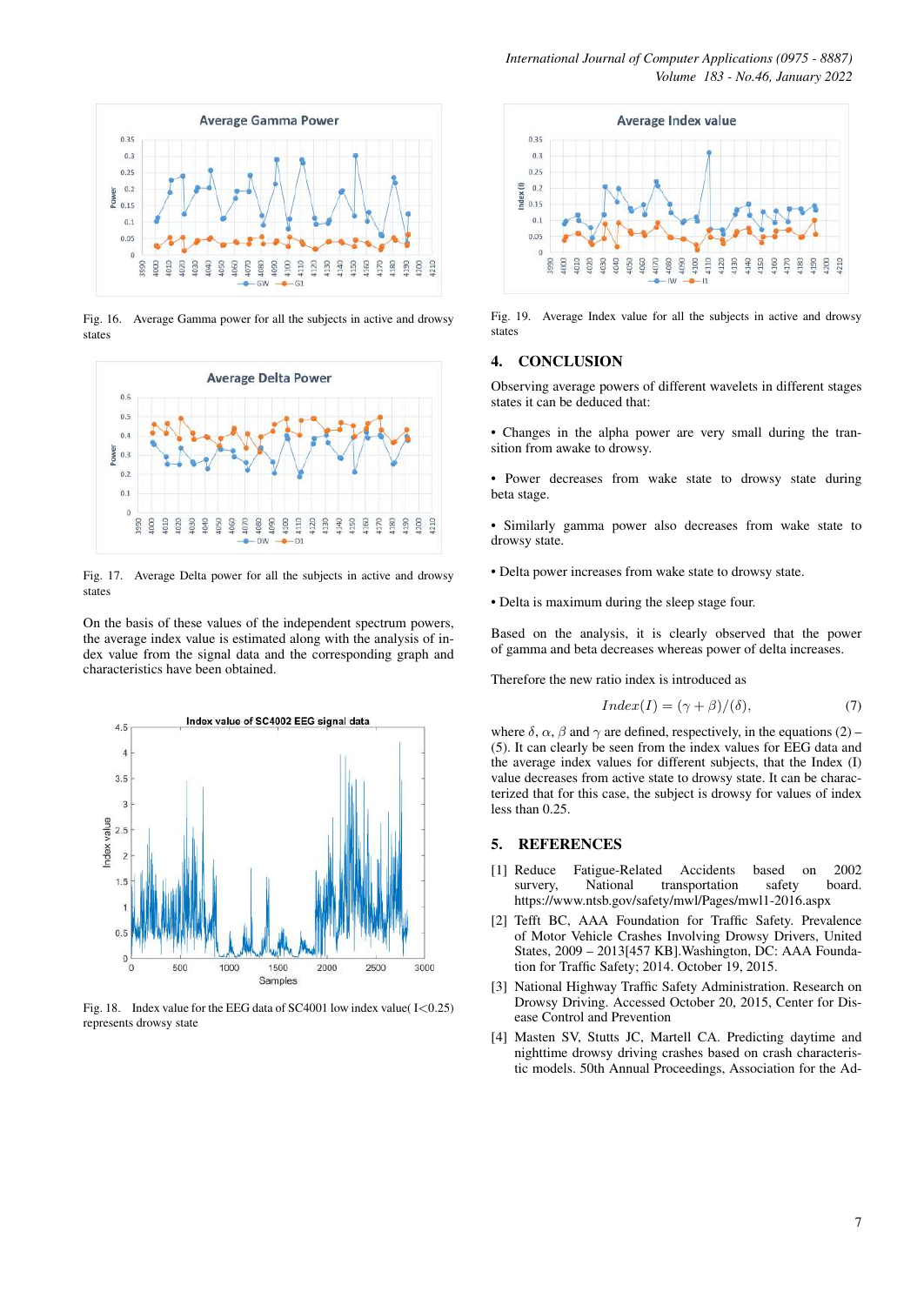Fig. 16. Average Gamma power for all the subjects in active and drowsy states

Fig. 17. Average Delta power for all the subjects in active and drowsy states

On the basis of these values of the independent spectrum powers, the average index value is estimated along with the analysis of index value from the signal data and the corresponding graph and characteristics have been obtained.

Fig. 18. Index value for the EEG data of SC4001 low index value( I<0.25) represents drowsy state

Fig. 19. Average Index value for all the subjects in active and drowsy states

## 4. CONCLUSION

Observing average powers of different wavelets in different stages states it can be deduced that:

- Changes in the alpha power are very small during the transition from awake to drowsy.

- Power decreases from wake state to drowsy state during beta stage.

- Similarly gamma power also decreases from wake state to drowsy state.

- Delta power increases from wake state to drowsy state.

- Delta is maximum during the sleep stage four.

Based on the analysis, it is clearly observed that the power of gamma and beta decreases whereas power of delta increases.

Therefore the new ratio index is introduced as

$$Index(I) = (\gamma + \beta)/(\delta), \tag{7}$$

where $\delta$, $\alpha$, $\beta$ and $\gamma$ are defined, respectively, in the equations (2) – (5). It can clearly be seen from the index values for EEG data and the average index values for different subjects, that the Index (I) value decreases from active state to drowsy state. It can be characterized that for this case, the subject is drowsy for values of index less than 0.25.

## 5. REFERENCES

[1] Reduce Fatigue-Related Accidents based on 2002 survery, National transportation safety board. https://www.ntsb.gov/safety/mwl/Pages/mwl1-2016.aspx

[2] Tefft BC, AAA Foundation for Traffic Safety. Prevalence of Motor Vehicle Crashes Involving Drowsy Drivers, United States, 2009 – 2013[457 KB].Washington, DC: AAA Foundation for Traffic Safety; 2014. October 19, 2015.

[3] National Highway Traffic Safety Administration. Research on Drowsy Driving. Accessed October 20, 2015, Center for Disease Control and Prevention

[4] Masten SV, Stutts JC, Martell CA. Predicting daytime and nighttime drowsy driving crashes based on crash characteristic models. 50th Annual Proceedings, Association for the Ad-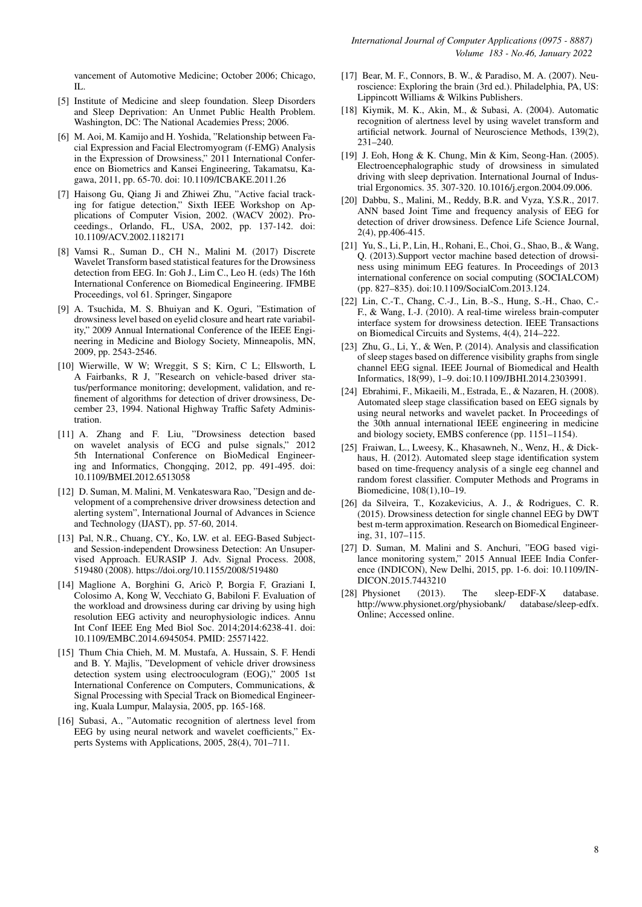vancement of Automotive Medicine; October 2006; Chicago, IL.

[5] Institute of Medicine and sleep foundation. Sleep Disorders and Sleep Deprivation: An Unmet Public Health Problem. Washington, DC: The National Academies Press; 2006.

[6] M. Aoi, M. Kamijo and H. Yoshida, "Relationship between Facial Expression and Facial Electromyogram (f-EMG) Analysis in the Expression of Drowsiness," 2011 International Conference on Biometrics and Kansei Engineering, Takamatsu, Kagawa, 2011, pp. 65-70. doi: 10.1109/ICBAKE.2011.26

[7] Haisong Gu, Qiang Ji and Zhiwei Zhu, "Active facial tracking for fatigue detection," Sixth IEEE Workshop on Applications of Computer Vision, 2002. (WACV 2002). Proceedings., Orlando, FL, USA, 2002, pp. 137-142. doi: 10.1109/ACV.2002.1182171

[8] Vamsi R., Suman D., CH N., Malini M. (2017) Discrete Wavelet Transform based statistical features for the Drowsiness detection from EEG. In: Goh J., Lim C., Leo H. (eds) The 16th International Conference on Biomedical Engineering. IFMBE Proceedings, vol 61. Springer, Singapore

[9] A. Tsuchida, M. S. Bhuiyan and K. Oguri, "Estimation of drowsiness level based on eyelid closure and heart rate variability," 2009 Annual International Conference of the IEEE Engineering in Medicine and Biology Society, Minneapolis, MN, 2009, pp. 2543-2546.

[10] Wierwille, W W; Wreggit, S S; Kirn, C L; Ellsworth, L A Fairbanks, R J, "Research on vehicle-based driver status/performance monitoring; development, validation, and refinement of algorithms for detection of driver drowsiness, December 23, 1994. National Highway Traffic Safety Administration.

[11] A. Zhang and F. Liu, "Drowsiness detection based on wavelet analysis of ECG and pulse signals," 2012 5th International Conference on BioMedical Engineering and Informatics, Chongqing, 2012, pp. 491-495. doi: 10.1109/BMEI.2012.6513058

[12] D. Suman, M. Malini, M. Venkateswara Rao, "Design and development of a comprehensive driver drowsiness detection and alerting system", International Journal of Advances in Science and Technology (IJAST), pp. 57-60, 2014.

[13] Pal, N.R., Chuang, CY., Ko, LW. et al. EEG-Based Subject- and Session-independent Drowsiness Detection: An Unsupervised Approach. EURASIP J. Adv. Signal Process. 2008, 519480 (2008). https://doi.org/10.1155/2008/519480

[14] Maglione A, Borghini G, Aricò P, Borgia F, Graziani I, Colosimo A, Kong W, Vecchiato G, Babiloni F. Evaluation of the workload and drowsiness during car driving by using high resolution EEG activity and neurophysiologic indices. Annu Int Conf IEEE Eng Med Biol Soc. 2014;2014:6238-41. doi: 10.1109/EMBC.2014.6945054. PMID: 25571422.

[15] Thum Chia Chieh, M. M. Mustafa, A. Hussain, S. F. Hendi and B. Y. Majlis, "Development of vehicle driver drowsiness detection system using electrooculogram (EOG)," 2005 1st International Conference on Computers, Communications, & Signal Processing with Special Track on Biomedical Engineering, Kuala Lumpur, Malaysia, 2005, pp. 165-168.

[16] Subasi, A., "Automatic recognition of alertness level from EEG by using neural network and wavelet coefficients," Experts Systems with Applications, 2005, 28(4), 701–711.

[17] Bear, M. F., Connors, B. W., & Paradiso, M. A. (2007). Neuroscience: Exploring the brain (3rd ed.). Philadelphia, PA, US: Lippincott Williams & Wilkins Publishers.

[18] Kiymik, M. K., Akin, M., & Subasi, A. (2004). Automatic recognition of alertness level by using wavelet transform and artificial network. Journal of Neuroscience Methods, 139(2), 231–240.

[19] J. Eoh, Hong & K. Chung, Min & Kim, Seong-Han. (2005). Electroencephalographic study of drowsiness in simulated driving with sleep deprivation. International Journal of Industrial Ergonomics. 35. 307-320. 10.1016/j.ergon.2004.09.006.

[20] Dabbu, S., Malini, M., Reddy, B.R. and Vyza, Y.S.R., 2017. ANN based Joint Time and frequency analysis of EEG for detection of driver drowsiness. Defence Life Science Journal, 2(4), pp.406-415.

[21] Yu, S., Li, P., Lin, H., Rohani, E., Choi, G., Shao, B., & Wang, Q. (2013).Support vector machine based detection of drowsiness using minimum EEG features. In Proceedings of 2013 international conference on social computing (SOCIALCOM) (pp. 827–835). doi:10.1109/SocialCom.2013.124.

[22] Lin, C.-T., Chang, C.-J., Lin, B.-S., Hung, S.-H., Chao, C.-F., & Wang, I.-J. (2010). A real-time wireless brain-computer interface system for drowsiness detection. IEEE Transactions on Biomedical Circuits and Systems, 4(4), 214–222.

[23] Zhu, G., Li, Y., & Wen, P. (2014). Analysis and classification of sleep stages based on difference visibility graphs from single channel EEG signal. IEEE Journal of Biomedical and Health Informatics, 18(99), 1–9. doi:10.1109/JBHI.2014.2303991.

[24] Ebrahimi, F., Mikaeili, M., Estrada, E., & Nazaren, H. (2008). Automated sleep stage classification based on EEG signals by using neural networks and wavelet packet. In Proceedings of the 30th annual international IEEE engineering in medicine and biology society, EMBS conference (pp. 1151–1154).

[25] Fraiwan, L., Lweesy, K., Khasawneh, N., Wenz, H., & Dickhaus, H. (2012). Automated sleep stage identification system based on time-frequency analysis of a single eeg channel and random forest classifier. Computer Methods and Programs in Biomedicine, 108(1),10–19.

[26] da Silveira, T., Kozakevicius, A. J., & Rodrigues, C. R. (2015). Drowsiness detection for single channel EEG by DWT best m-term approximation. Research on Biomedical Engineering, 31, 107–115.

[27] D. Suman, M. Malini and S. Anchuri, "EOG based vigilance monitoring system," 2015 Annual IEEE India Conference (INDICON), New Delhi, 2015, pp. 1-6. doi: 10.1109/INDICON.2015.7443210

[28] Physionet (2013). The sleep-EDF-X database. http://www.physionet.org/physiobank/ database/sleep-edfx. Online; Accessed online.